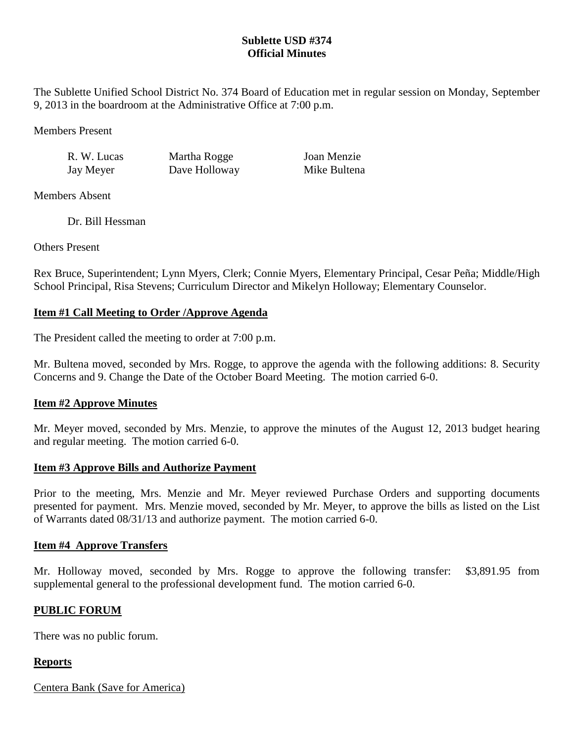# Sublette USD #374
## Official Minutes

The Sublette Unified School District No. 374 Board of Education met in regular session on Monday, September 9, 2013 in the boardroom at the Administrative Office at 7:00 p.m.

Members Present

| | | |
|---|---|---|
| R. W. Lucas | Martha Rogge | Joan Menzie |
| Jay Meyer | Dave Holloway | Mike Bultena |

Members Absent

Dr. Bill Hessman

Others Present

Rex Bruce, Superintendent; Lynn Myers, Clerk; Connie Myers, Elementary Principal, Cesar Peña; Middle/High School Principal, Risa Stevens; Curriculum Director and Mikelyn Holloway; Elementary Counselor.

**Item #1 Call Meeting to Order /Approve Agenda**

The President called the meeting to order at 7:00 p.m.

Mr. Bultena moved, seconded by Mrs. Rogge, to approve the agenda with the following additions: 8. Security Concerns and 9. Change the Date of the October Board Meeting. The motion carried 6-0.

**Item #2 Approve Minutes**

Mr. Meyer moved, seconded by Mrs. Menzie, to approve the minutes of the August 12, 2013 budget hearing and regular meeting. The motion carried 6-0.

**Item #3 Approve Bills and Authorize Payment**

Prior to the meeting, Mrs. Menzie and Mr. Meyer reviewed Purchase Orders and supporting documents presented for payment. Mrs. Menzie moved, seconded by Mr. Meyer, to approve the bills as listed on the List of Warrants dated 08/31/13 and authorize payment. The motion carried 6-0.

**Item #4 Approve Transfers**

Mr. Holloway moved, seconded by Mrs. Rogge to approve the following transfer: $3,891.95 from supplemental general to the professional development fund. The motion carried 6-0.

**PUBLIC FORUM**

There was no public forum.

**Reports**

Centera Bank (Save for America)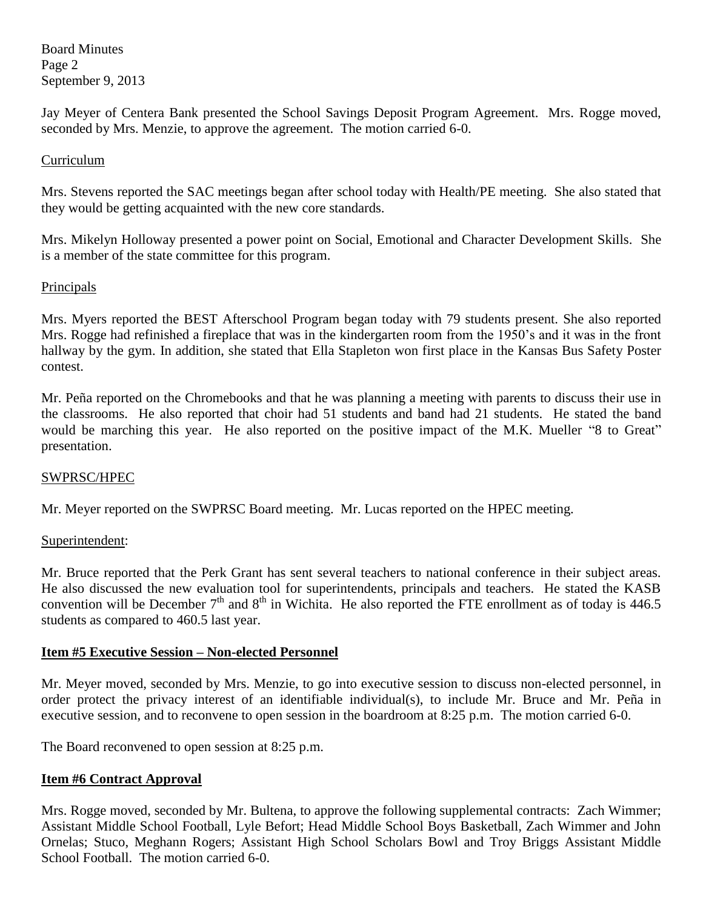Jay Meyer of Centera Bank presented the School Savings Deposit Program Agreement. Mrs. Rogge moved, seconded by Mrs. Menzie, to approve the agreement. The motion carried 6-0.

Curriculum

Mrs. Stevens reported the SAC meetings began after school today with Health/PE meeting. She also stated that they would be getting acquainted with the new core standards.

Mrs. Mikelyn Holloway presented a power point on Social, Emotional and Character Development Skills. She is a member of the state committee for this program.

Principals

Mrs. Myers reported the BEST Afterschool Program began today with 79 students present. She also reported Mrs. Rogge had refinished a fireplace that was in the kindergarten room from the 1950's and it was in the front hallway by the gym. In addition, she stated that Ella Stapleton won first place in the Kansas Bus Safety Poster contest.

Mr. Peña reported on the Chromebooks and that he was planning a meeting with parents to discuss their use in the classrooms. He also reported that choir had 51 students and band had 21 students. He stated the band would be marching this year. He also reported on the positive impact of the M.K. Mueller "8 to Great" presentation.

SWPRSC/HPEC

Mr. Meyer reported on the SWPRSC Board meeting. Mr. Lucas reported on the HPEC meeting.

Superintendent:

Mr. Bruce reported that the Perk Grant has sent several teachers to national conference in their subject areas. He also discussed the new evaluation tool for superintendents, principals and teachers. He stated the KASB convention will be December 7th and 8th in Wichita. He also reported the FTE enrollment as of today is 446.5 students as compared to 460.5 last year.

**Item #5 Executive Session – Non-elected Personnel**

Mr. Meyer moved, seconded by Mrs. Menzie, to go into executive session to discuss non-elected personnel, in order protect the privacy interest of an identifiable individual(s), to include Mr. Bruce and Mr. Peña in executive session, and to reconvene to open session in the boardroom at 8:25 p.m. The motion carried 6-0.

The Board reconvened to open session at 8:25 p.m.

**Item #6 Contract Approval**

Mrs. Rogge moved, seconded by Mr. Bultena, to approve the following supplemental contracts: Zach Wimmer; Assistant Middle School Football, Lyle Befort; Head Middle School Boys Basketball, Zach Wimmer and John Ornelas; Stuco, Meghann Rogers; Assistant High School Scholars Bowl and Troy Briggs Assistant Middle School Football. The motion carried 6-0.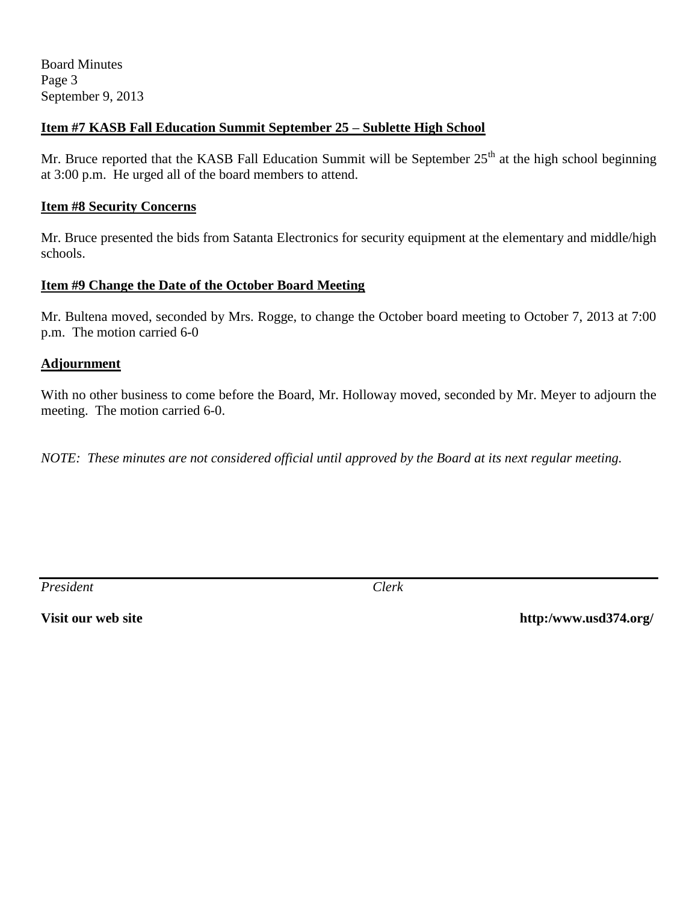**Item #7 KASB Fall Education Summit September 25 – Sublette High School**

Mr. Bruce reported that the KASB Fall Education Summit will be September 25th at the high school beginning at 3:00 p.m. He urged all of the board members to attend.

**Item #8 Security Concerns**

Mr. Bruce presented the bids from Satanta Electronics for security equipment at the elementary and middle/high schools.

**Item #9 Change the Date of the October Board Meeting**

Mr. Bultena moved, seconded by Mrs. Rogge, to change the October board meeting to October 7, 2013 at 7:00 p.m. The motion carried 6-0

**Adjournment**

With no other business to come before the Board, Mr. Holloway moved, seconded by Mr. Meyer to adjourn the meeting. The motion carried 6-0.

*NOTE: These minutes are not considered official until approved by the Board at its next regular meeting.*

*President* *Clerk*

**Visit our web site** **http:/www.usd374.org/**